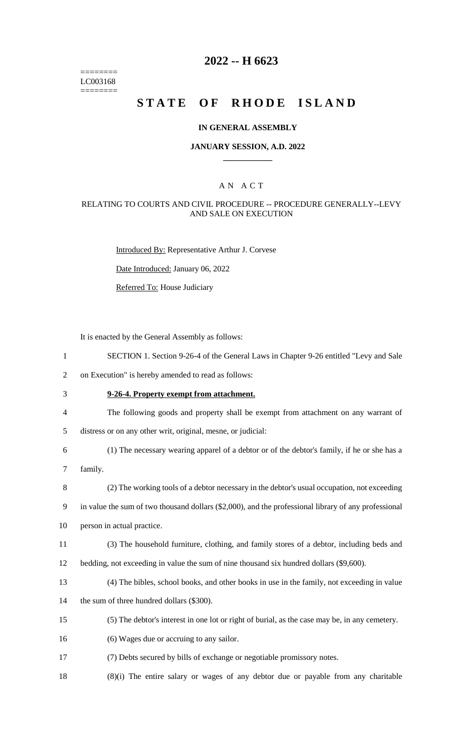========
LC003168
========

# 2022 -- H 6623

# STATE OF RHODE ISLAND

### IN GENERAL ASSEMBLY

### JANUARY SESSION, A.D. 2022

## A N A C T

### RELATING TO COURTS AND CIVIL PROCEDURE -- PROCEDURE GENERALLY--LEVY AND SALE ON EXECUTION

Introduced By: Representative Arthur J. Corvese

Date Introduced: January 06, 2022

Referred To: House Judiciary

It is enacted by the General Assembly as follows:

SECTION 1. Section 9-26-4 of the General Laws in Chapter 9-26 entitled "Levy and Sale on Execution" is hereby amended to read as follows:

**9-26-4. Property exempt from attachment.**

The following goods and property shall be exempt from attachment on any warrant of distress or on any other writ, original, mesne, or judicial:

(1) The necessary wearing apparel of a debtor or of the debtor's family, if he or she has a family.

(2) The working tools of a debtor necessary in the debtor's usual occupation, not exceeding in value the sum of two thousand dollars ($2,000), and the professional library of any professional person in actual practice.

(3) The household furniture, clothing, and family stores of a debtor, including beds and bedding, not exceeding in value the sum of nine thousand six hundred dollars ($9,600).

(4) The bibles, school books, and other books in use in the family, not exceeding in value the sum of three hundred dollars ($300).

(5) The debtor's interest in one lot or right of burial, as the case may be, in any cemetery.

(6) Wages due or accruing to any sailor.

(7) Debts secured by bills of exchange or negotiable promissory notes.

(8)(i) The entire salary or wages of any debtor due or payable from any charitable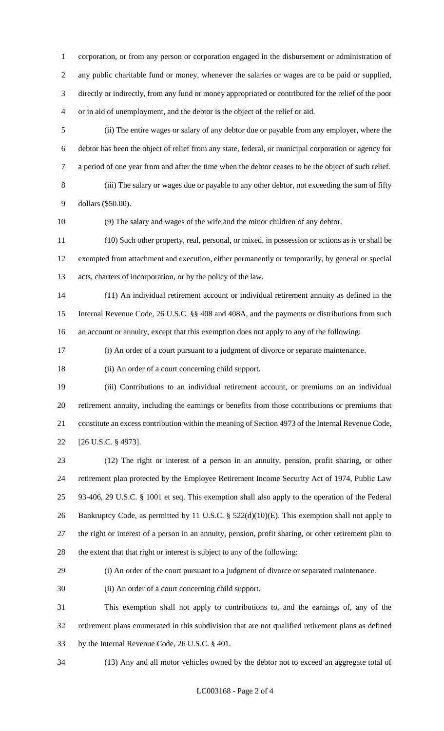corporation, or from any person or corporation engaged in the disbursement or administration of any public charitable fund or money, whenever the salaries or wages are to be paid or supplied, directly or indirectly, from any fund or money appropriated or contributed for the relief of the poor or in aid of unemployment, and the debtor is the object of the relief or aid.

(ii) The entire wages or salary of any debtor due or payable from any employer, where the debtor has been the object of relief from any state, federal, or municipal corporation or agency for a period of one year from and after the time when the debtor ceases to be the object of such relief.

(iii) The salary or wages due or payable to any other debtor, not exceeding the sum of fifty dollars ($50.00).

(9) The salary and wages of the wife and the minor children of any debtor.

(10) Such other property, real, personal, or mixed, in possession or actions as is or shall be exempted from attachment and execution, either permanently or temporarily, by general or special acts, charters of incorporation, or by the policy of the law.

(11) An individual retirement account or individual retirement annuity as defined in the Internal Revenue Code, 26 U.S.C. §§ 408 and 408A, and the payments or distributions from such an account or annuity, except that this exemption does not apply to any of the following:

(i) An order of a court pursuant to a judgment of divorce or separate maintenance.

(ii) An order of a court concerning child support.

(iii) Contributions to an individual retirement account, or premiums on an individual retirement annuity, including the earnings or benefits from those contributions or premiums that constitute an excess contribution within the meaning of Section 4973 of the Internal Revenue Code, [26 U.S.C. § 4973].

(12) The right or interest of a person in an annuity, pension, profit sharing, or other retirement plan protected by the Employee Retirement Income Security Act of 1974, Public Law 93-406, 29 U.S.C. § 1001 et seq. This exemption shall also apply to the operation of the Federal Bankruptcy Code, as permitted by 11 U.S.C. § 522(d)(10)(E). This exemption shall not apply to the right or interest of a person in an annuity, pension, profit sharing, or other retirement plan to the extent that that right or interest is subject to any of the following:

(i) An order of the court pursuant to a judgment of divorce or separated maintenance.

(ii) An order of a court concerning child support.

This exemption shall not apply to contributions to, and the earnings of, any of the retirement plans enumerated in this subdivision that are not qualified retirement plans as defined by the Internal Revenue Code, 26 U.S.C. § 401.

(13) Any and all motor vehicles owned by the debtor not to exceed an aggregate total of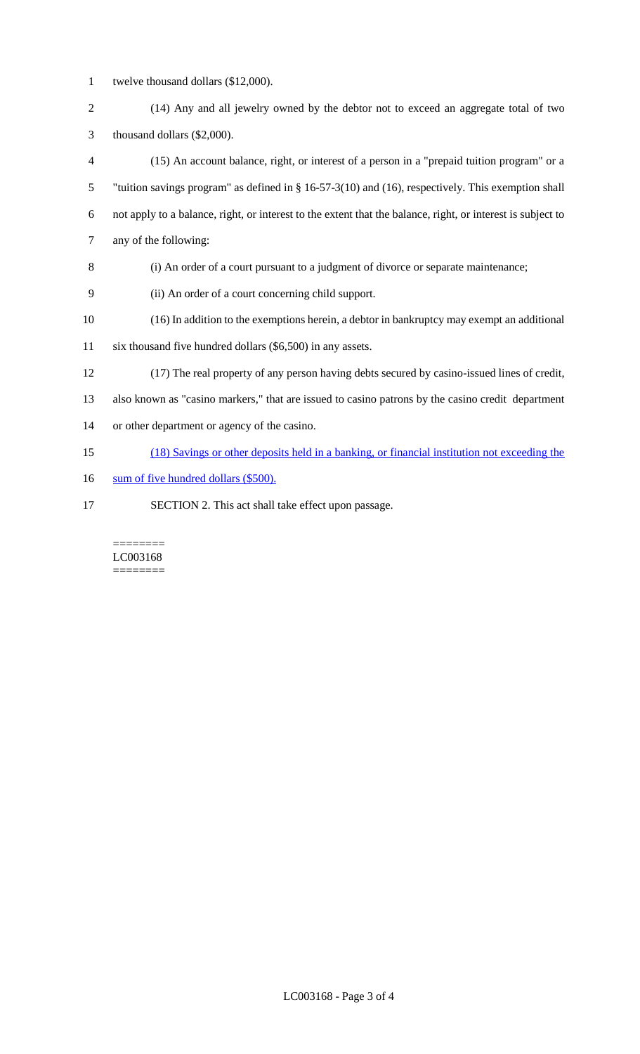twelve thousand dollars ($12,000).

(14) Any and all jewelry owned by the debtor not to exceed an aggregate total of two thousand dollars ($2,000).

(15) An account balance, right, or interest of a person in a "prepaid tuition program" or a "tuition savings program" as defined in § 16-57-3(10) and (16), respectively. This exemption shall not apply to a balance, right, or interest to the extent that the balance, right, or interest is subject to any of the following:

(i) An order of a court pursuant to a judgment of divorce or separate maintenance;

(ii) An order of a court concerning child support.

(16) In addition to the exemptions herein, a debtor in bankruptcy may exempt an additional six thousand five hundred dollars ($6,500) in any assets.

(17) The real property of any person having debts secured by casino-issued lines of credit, also known as "casino markers," that are issued to casino patrons by the casino credit department or other department or agency of the casino.

<u>(18) Savings or other deposits held in a banking, or financial institution not exceeding the sum of five hundred dollars ($500).</u>

SECTION 2. This act shall take effect upon passage.

========
LC003168
========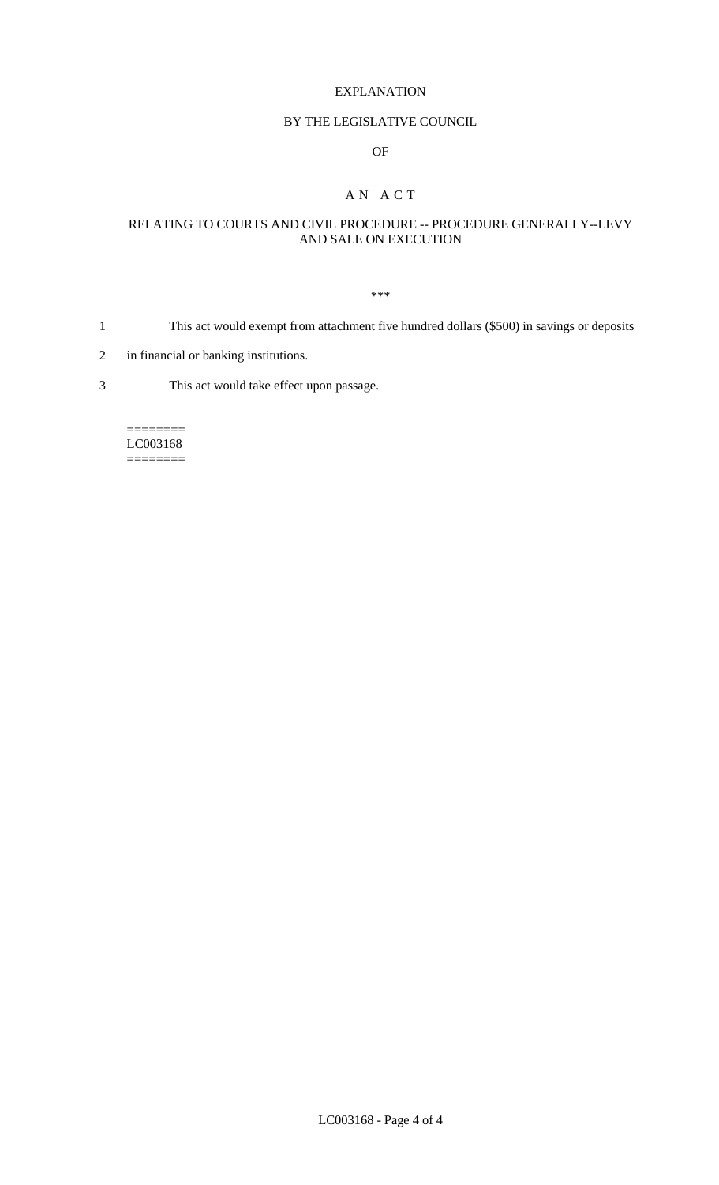EXPLANATION

BY THE LEGISLATIVE COUNCIL

OF

A N A C T

RELATING TO COURTS AND CIVIL PROCEDURE -- PROCEDURE GENERALLY--LEVY AND SALE ON EXECUTION

\*\*\*

1 This act would exempt from attachment five hundred dollars ($500) in savings or deposits

2 in financial or banking institutions.

3 This act would take effect upon passage.

========
LC003168
========